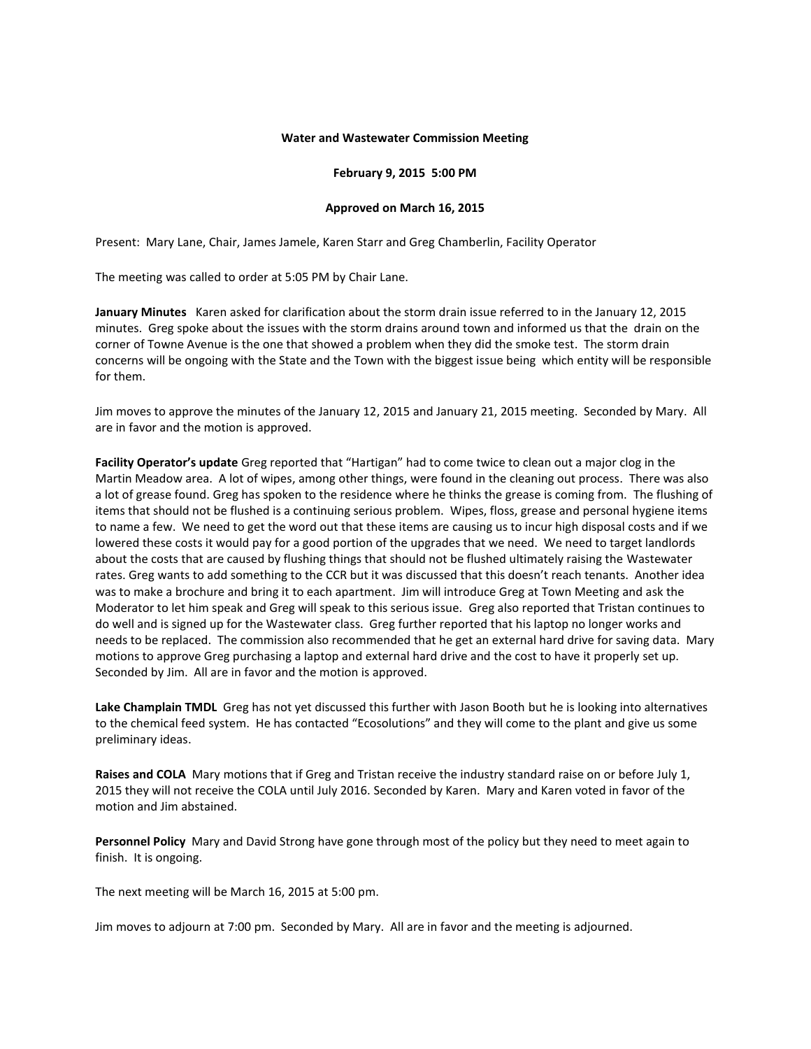**Water and Wastewater Commission Meeting**

**February 9, 2015 5:00 PM**

**Approved on March 16, 2015**

Present: Mary Lane, Chair, James Jamele, Karen Starr and Greg Chamberlin, Facility Operator

The meeting was called to order at 5:05 PM by Chair Lane.

**January Minutes** Karen asked for clarification about the storm drain issue referred to in the January 12, 2015 minutes. Greg spoke about the issues with the storm drains around town and informed us that the drain on the corner of Towne Avenue is the one that showed a problem when they did the smoke test. The storm drain concerns will be ongoing with the State and the Town with the biggest issue being which entity will be responsible for them.

Jim moves to approve the minutes of the January 12, 2015 and January 21, 2015 meeting. Seconded by Mary. All are in favor and the motion is approved.

**Facility Operator's update** Greg reported that "Hartigan" had to come twice to clean out a major clog in the Martin Meadow area. A lot of wipes, among other things, were found in the cleaning out process. There was also a lot of grease found. Greg has spoken to the residence where he thinks the grease is coming from. The flushing of items that should not be flushed is a continuing serious problem. Wipes, floss, grease and personal hygiene items to name a few. We need to get the word out that these items are causing us to incur high disposal costs and if we lowered these costs it would pay for a good portion of the upgrades that we need. We need to target landlords about the costs that are caused by flushing things that should not be flushed ultimately raising the Wastewater rates. Greg wants to add something to the CCR but it was discussed that this doesn't reach tenants. Another idea was to make a brochure and bring it to each apartment. Jim will introduce Greg at Town Meeting and ask the Moderator to let him speak and Greg will speak to this serious issue. Greg also reported that Tristan continues to do well and is signed up for the Wastewater class. Greg further reported that his laptop no longer works and needs to be replaced. The commission also recommended that he get an external hard drive for saving data. Mary motions to approve Greg purchasing a laptop and external hard drive and the cost to have it properly set up. Seconded by Jim. All are in favor and the motion is approved.

**Lake Champlain TMDL** Greg has not yet discussed this further with Jason Booth but he is looking into alternatives to the chemical feed system. He has contacted "Ecosolutions" and they will come to the plant and give us some preliminary ideas.

**Raises and COLA** Mary motions that if Greg and Tristan receive the industry standard raise on or before July 1, 2015 they will not receive the COLA until July 2016. Seconded by Karen. Mary and Karen voted in favor of the motion and Jim abstained.

**Personnel Policy** Mary and David Strong have gone through most of the policy but they need to meet again to finish. It is ongoing.

The next meeting will be March 16, 2015 at 5:00 pm.

Jim moves to adjourn at 7:00 pm. Seconded by Mary. All are in favor and the meeting is adjourned.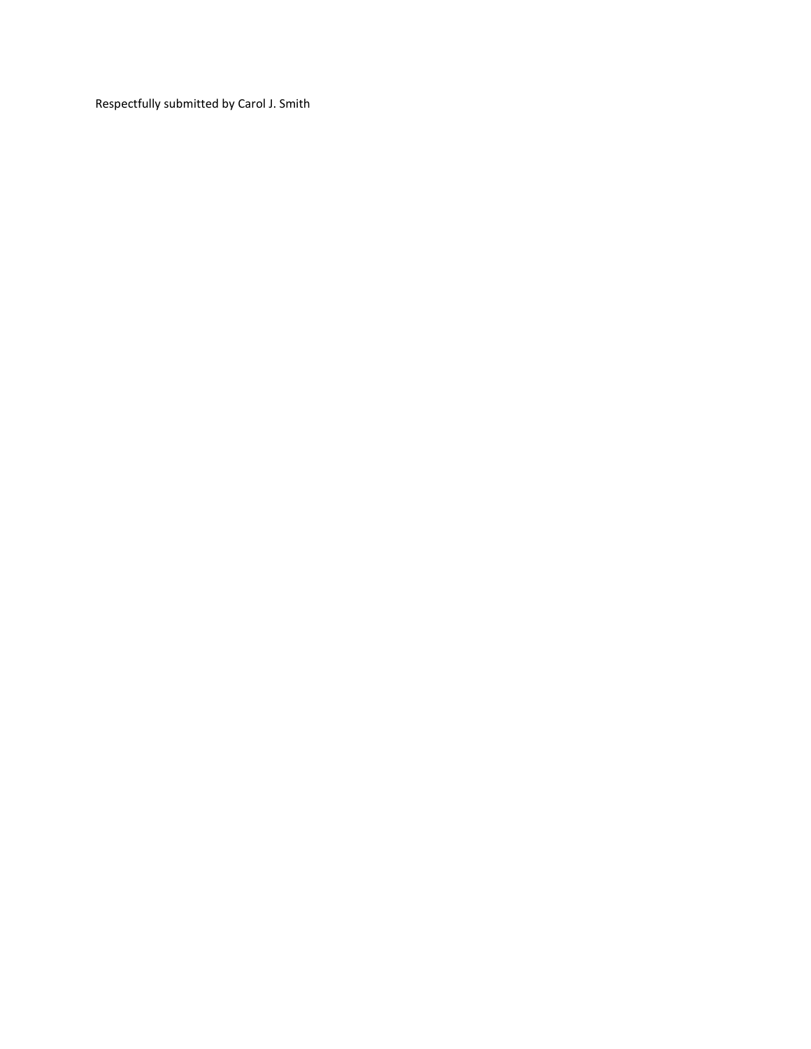Respectfully submitted by Carol J. Smith